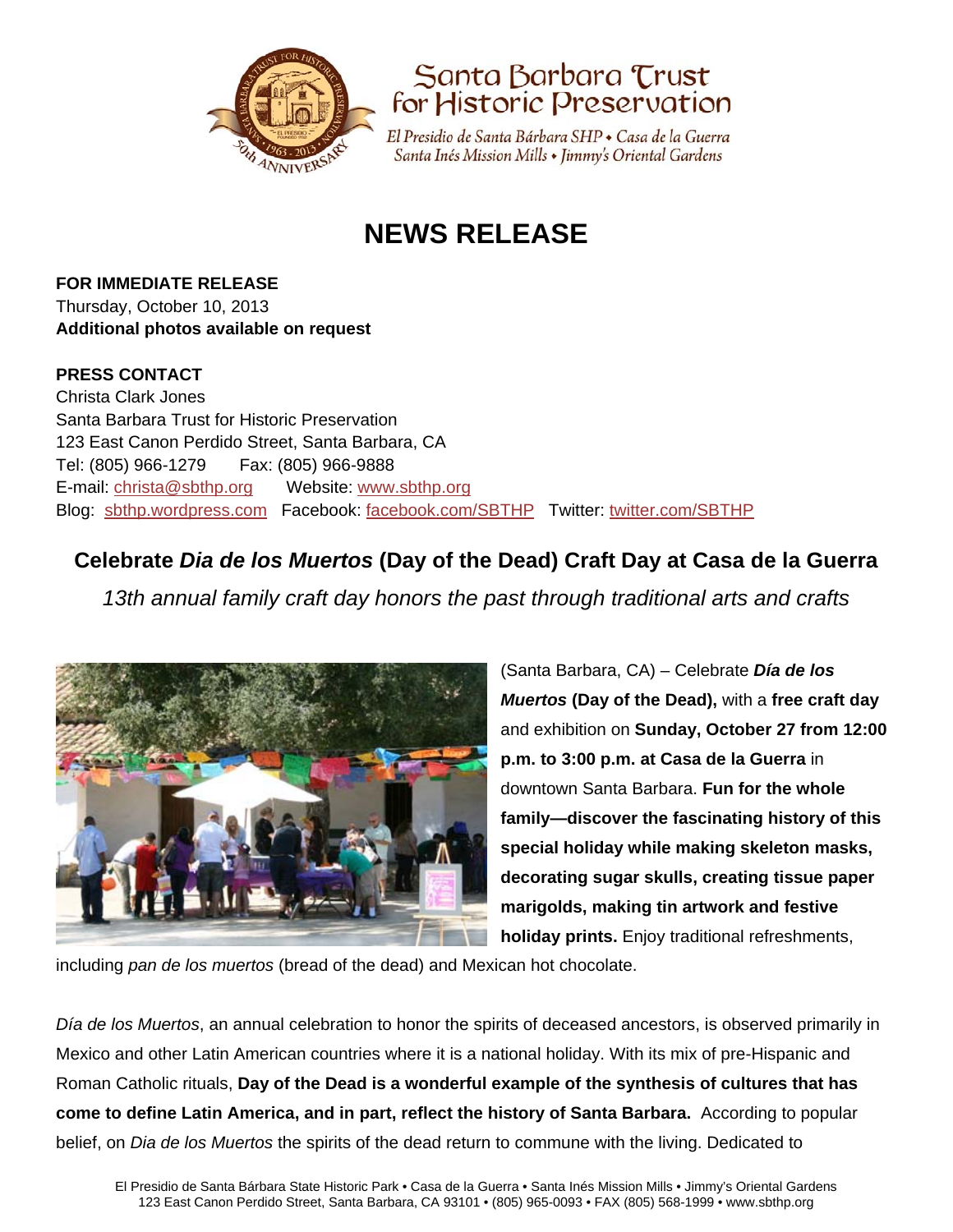Santa Barbara Trust for Historic Preservation

*El Presidio de Santa Bárbara SHP • Casa de la Guerra*
*Santa Inés Mission Mills • Jimmy's Oriental Gardens*

# NEWS RELEASE

**FOR IMMEDIATE RELEASE**
Thursday, October 10, 2013
**Additional photos available on request**

**PRESS CONTACT**
Christa Clark Jones
Santa Barbara Trust for Historic Preservation
123 East Canon Perdido Street, Santa Barbara, CA
Tel: (805) 966-1279 Fax: (805) 966-9888
E-mail: christa@sbthp.org Website: www.sbthp.org
Blog: sbthp.wordpress.com Facebook: facebook.com/SBTHP Twitter: twitter.com/SBTHP

## Celebrate *Dia de los Muertos* (Day of the Dead) Craft Day at Casa de la Guerra

*13th annual family craft day honors the past through traditional arts and crafts*

(Santa Barbara, CA) – Celebrate ***Día de los Muertos*** **(Day of the Dead),** with a **free craft day** and exhibition on **Sunday, October 27 from 12:00 p.m. to 3:00 p.m. at Casa de la Guerra** in downtown Santa Barbara. **Fun for the whole family—discover the fascinating history of this special holiday while making skeleton masks, decorating sugar skulls, creating tissue paper marigolds, making tin artwork and festive holiday prints.** Enjoy traditional refreshments, including *pan de los muertos* (bread of the dead) and Mexican hot chocolate.

*Día de los Muertos*, an annual celebration to honor the spirits of deceased ancestors, is observed primarily in Mexico and other Latin American countries where it is a national holiday. With its mix of pre-Hispanic and Roman Catholic rituals, **Day of the Dead is a wonderful example of the synthesis of cultures that has come to define Latin America, and in part, reflect the history of Santa Barbara.** According to popular belief, on *Dia de los Muertos* the spirits of the dead return to commune with the living. Dedicated to

El Presidio de Santa Bárbara State Historic Park • Casa de la Guerra • Santa Inés Mission Mills • Jimmy's Oriental Gardens
123 East Canon Perdido Street, Santa Barbara, CA 93101 • (805) 965-0093 • FAX (805) 568-1999 • www.sbthp.org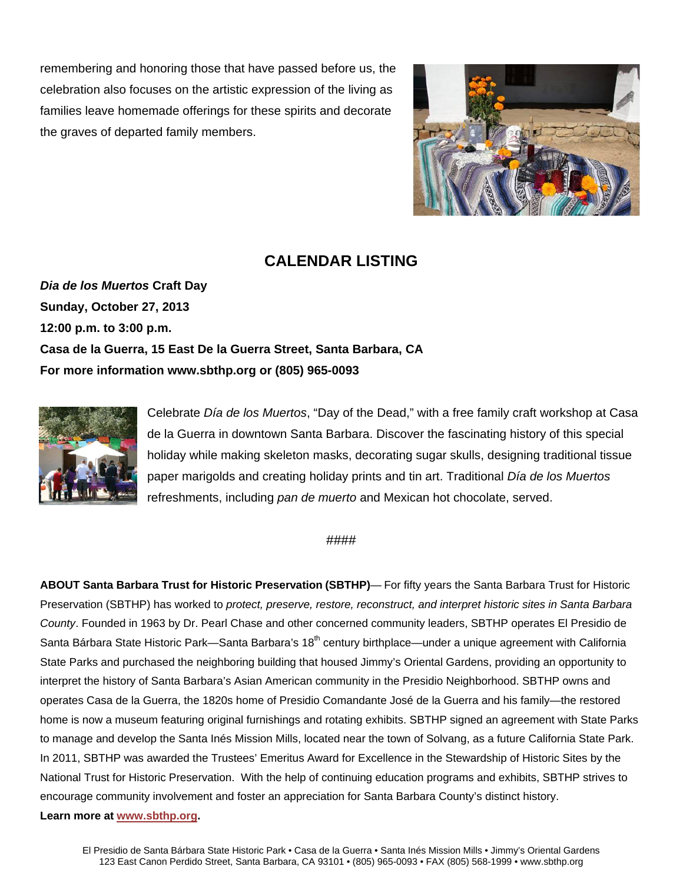remembering and honoring those that have passed before us, the celebration also focuses on the artistic expression of the living as families leave homemade offerings for these spirits and decorate the graves of departed family members.

## CALENDAR LISTING

***Dia de los Muertos* Craft Day**
**Sunday, October 27, 2013**
**12:00 p.m. to 3:00 p.m.**
**Casa de la Guerra, 15 East De la Guerra Street, Santa Barbara, CA**
**For more information www.sbthp.org or (805) 965-0093**

Celebrate *Día de los Muertos*, "Day of the Dead," with a free family craft workshop at Casa de la Guerra in downtown Santa Barbara. Discover the fascinating history of this special holiday while making skeleton masks, decorating sugar skulls, designing traditional tissue paper marigolds and creating holiday prints and tin art. Traditional *Día de los Muertos* refreshments, including *pan de muerto* and Mexican hot chocolate, served.

####

**ABOUT Santa Barbara Trust for Historic Preservation (SBTHP)**— For fifty years the Santa Barbara Trust for Historic Preservation (SBTHP) has worked to *protect, preserve, restore, reconstruct, and interpret historic sites in Santa Barbara County*. Founded in 1963 by Dr. Pearl Chase and other concerned community leaders, SBTHP operates El Presidio de Santa Bárbara State Historic Park—Santa Barbara's 18th century birthplace—under a unique agreement with California State Parks and purchased the neighboring building that housed Jimmy's Oriental Gardens, providing an opportunity to interpret the history of Santa Barbara's Asian American community in the Presidio Neighborhood. SBTHP owns and operates Casa de la Guerra, the 1820s home of Presidio Comandante José de la Guerra and his family—the restored home is now a museum featuring original furnishings and rotating exhibits. SBTHP signed an agreement with State Parks to manage and develop the Santa Inés Mission Mills, located near the town of Solvang, as a future California State Park. In 2011, SBTHP was awarded the Trustees' Emeritus Award for Excellence in the Stewardship of Historic Sites by the National Trust for Historic Preservation. With the help of continuing education programs and exhibits, SBTHP strives to encourage community involvement and foster an appreciation for Santa Barbara County's distinct history.
**Learn more at www.sbthp.org.**

El Presidio de Santa Bárbara State Historic Park • Casa de la Guerra • Santa Inés Mission Mills • Jimmy's Oriental Gardens
123 East Canon Perdido Street, Santa Barbara, CA 93101 • (805) 965-0093 • FAX (805) 568-1999 • www.sbthp.org